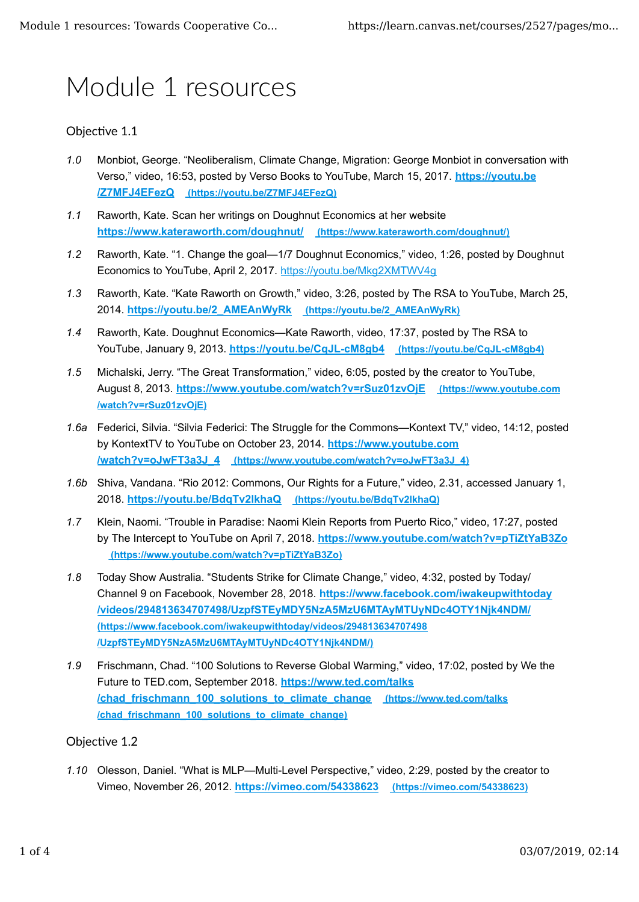# Module 1 resources

## Objective 1.1

*1.0* Monbiot, George. "Neoliberalism, Climate Change, Migration: George Monbiot in conversation with Verso," video, 16:53, posted by Verso Books to YouTube, March 15, 2017. **https://youtu.be/Z7MFJ4EFezQ** (https://youtu.be/Z7MFJ4EFezQ)

*1.1* Raworth, Kate. Scan her writings on Doughnut Economics at her website **https://www.kateraworth.com/doughnut/** (https://www.kateraworth.com/doughnut/)

*1.2* Raworth, Kate. "1. Change the goal—1/7 Doughnut Economics," video, 1:26, posted by Doughnut Economics to YouTube, April 2, 2017. https://youtu.be/Mkg2XMTWV4g

*1.3* Raworth, Kate. "Kate Raworth on Growth," video, 3:26, posted by The RSA to YouTube, March 25, 2014. **https://youtu.be/2_AMEAnWyRk** (https://youtu.be/2_AMEAnWyRk)

*1.4* Raworth, Kate. Doughnut Economics—Kate Raworth, video, 17:37, posted by The RSA to YouTube, January 9, 2013. **https://youtu.be/CqJL-cM8gb4** (https://youtu.be/CqJL-cM8gb4)

*1.5* Michalski, Jerry. "The Great Transformation," video, 6:05, posted by the creator to YouTube, August 8, 2013. **https://www.youtube.com/watch?v=rSuz01zvOjE** (https://www.youtube.com/watch?v=rSuz01zvOjE)

*1.6a* Federici, Silvia. "Silvia Federici: The Struggle for the Commons—Kontext TV," video, 14:12, posted by KontextTV to YouTube on October 23, 2014. **https://www.youtube.com/watch?v=oJwFT3a3J_4** (https://www.youtube.com/watch?v=oJwFT3a3J_4)

*1.6b* Shiva, Vandana. "Rio 2012: Commons, Our Rights for a Future," video, 2.31, accessed January 1, 2018. **https://youtu.be/BdqTv2lkhaQ** (https://youtu.be/BdqTv2lkhaQ)

*1.7* Klein, Naomi. "Trouble in Paradise: Naomi Klein Reports from Puerto Rico," video, 17:27, posted by The Intercept to YouTube on April 7, 2018. **https://www.youtube.com/watch?v=pTiZtYaB3Zo** (https://www.youtube.com/watch?v=pTiZtYaB3Zo)

*1.8* Today Show Australia. "Students Strike for Climate Change," video, 4:32, posted by Today/Channel 9 on Facebook, November 28, 2018. **https://www.facebook.com/iwakeupwithtoday/videos/294813634707498/UzpfSTEyMDY5NzA5MzU6MTAyMTUyNDc4OTY1Njk4NDM/** (https://www.facebook.com/iwakeupwithtoday/videos/294813634707498/UzpfSTEyMDY5NzA5MzU6MTAyMTUyNDc4OTY1Njk4NDM/)

*1.9* Frischmann, Chad. "100 Solutions to Reverse Global Warming," video, 17:02, posted by We the Future to TED.com, September 2018. **https://www.ted.com/talks/chad_frischmann_100_solutions_to_climate_change** (https://www.ted.com/talks/chad_frischmann_100_solutions_to_climate_change)

## Objective 1.2

*1.10* Olesson, Daniel. "What is MLP—Multi-Level Perspective," video, 2:29, posted by the creator to Vimeo, November 26, 2012. **https://vimeo.com/54338623** (https://vimeo.com/54338623)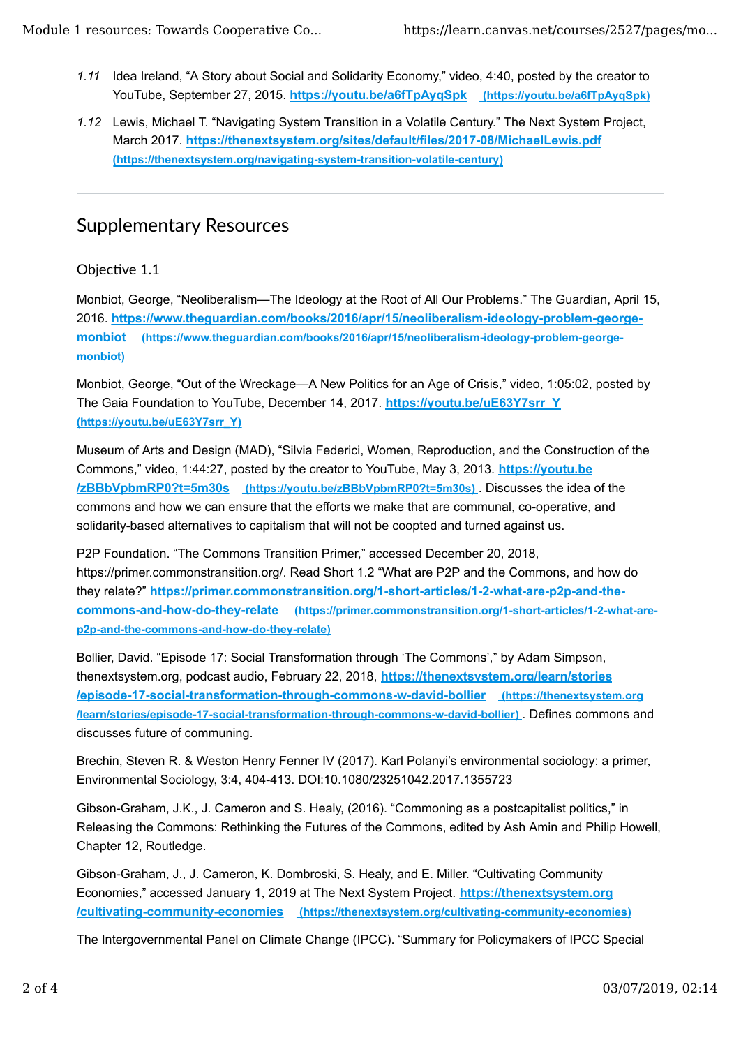*1.11* Idea Ireland, "A Story about Social and Solidarity Economy," video, 4:40, posted by the creator to YouTube, September 27, 2015. **https://youtu.be/a6fTpAyqSpk** (https://youtu.be/a6fTpAyqSpk)

*1.12* Lewis, Michael T. "Navigating System Transition in a Volatile Century." The Next System Project, March 2017. **https://thenextsystem.org/sites/default/files/2017-08/MichaelLewis.pdf** (https://thenextsystem.org/navigating-system-transition-volatile-century)

---

## Supplementary Resources

### Objective 1.1

Monbiot, George, "Neoliberalism—The Ideology at the Root of All Our Problems." The Guardian, April 15, 2016. **https://www.theguardian.com/books/2016/apr/15/neoliberalism-ideology-problem-george-monbiot** (https://www.theguardian.com/books/2016/apr/15/neoliberalism-ideology-problem-george-monbiot)

Monbiot, George, "Out of the Wreckage—A New Politics for an Age of Crisis," video, 1:05:02, posted by The Gaia Foundation to YouTube, December 14, 2017. **https://youtu.be/uE63Y7srr_Y** (https://youtu.be/uE63Y7srr_Y)

Museum of Arts and Design (MAD), "Silvia Federici, Women, Reproduction, and the Construction of the Commons," video, 1:44:27, posted by the creator to YouTube, May 3, 2013. **https://youtu.be/zBBbVpbmRP0?t=5m30s** (https://youtu.be/zBBbVpbmRP0?t=5m30s). Discusses the idea of the commons and how we can ensure that the efforts we make that are communal, co-operative, and solidarity-based alternatives to capitalism that will not be coopted and turned against us.

P2P Foundation. "The Commons Transition Primer," accessed December 20, 2018, https://primer.commonstransition.org/. Read Short 1.2 "What are P2P and the Commons, and how do they relate?" **https://primer.commonstransition.org/1-short-articles/1-2-what-are-p2p-and-the-commons-and-how-do-they-relate** (https://primer.commonstransition.org/1-short-articles/1-2-what-are-p2p-and-the-commons-and-how-do-they-relate)

Bollier, David. "Episode 17: Social Transformation through 'The Commons'," by Adam Simpson, thenextsystem.org, podcast audio, February 22, 2018, **https://thenextsystem.org/learn/stories/episode-17-social-transformation-through-commons-w-david-bollier** (https://thenextsystem.org/learn/stories/episode-17-social-transformation-through-commons-w-david-bollier). Defines commons and discusses future of communing.

Brechin, Steven R. & Weston Henry Fenner IV (2017). Karl Polanyi's environmental sociology: a primer, Environmental Sociology, 3:4, 404-413. DOI:10.1080/23251042.2017.1355723

Gibson-Graham, J.K., J. Cameron and S. Healy, (2016). "Commoning as a postcapitalist politics," in Releasing the Commons: Rethinking the Futures of the Commons, edited by Ash Amin and Philip Howell, Chapter 12, Routledge.

Gibson-Graham, J., J. Cameron, K. Dombroski, S. Healy, and E. Miller. "Cultivating Community Economies," accessed January 1, 2019 at The Next System Project. **https://thenextsystem.org/cultivating-community-economies** (https://thenextsystem.org/cultivating-community-economies)

The Intergovernmental Panel on Climate Change (IPCC). "Summary for Policymakers of IPCC Special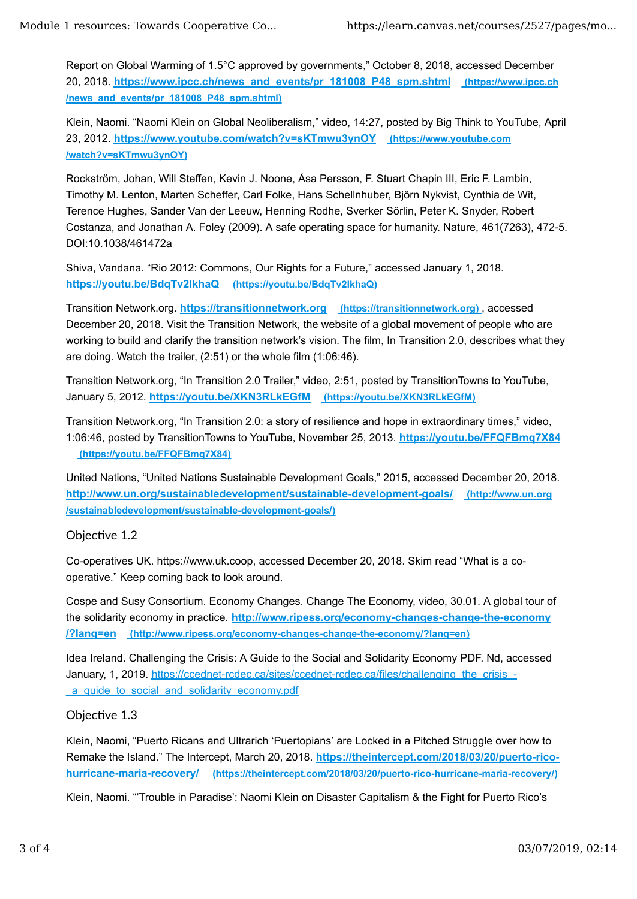Report on Global Warming of 1.5°C approved by governments," October 8, 2018, accessed December 20, 2018. **[https://www.ipcc.ch/news_and_events/pr_181008_P48_spm.shtml](https://www.ipcc.ch/news_and_events/pr_181008_P48_spm.shtml)** (https://www.ipcc.ch/news_and_events/pr_181008_P48_spm.shtml)

Klein, Naomi. "Naomi Klein on Global Neoliberalism," video, 14:27, posted by Big Think to YouTube, April 23, 2012. **[https://www.youtube.com/watch?v=sKTmwu3ynOY](https://www.youtube.com/watch?v=sKTmwu3ynOY)** (https://www.youtube.com/watch?v=sKTmwu3ynOY)

Rockström, Johan, Will Steffen, Kevin J. Noone, Åsa Persson, F. Stuart Chapin III, Eric F. Lambin, Timothy M. Lenton, Marten Scheffer, Carl Folke, Hans Schellnhuber, Björn Nykvist, Cynthia de Wit, Terence Hughes, Sander Van der Leeuw, Henning Rodhe, Sverker Sörlin, Peter K. Snyder, Robert Costanza, and Jonathan A. Foley (2009). A safe operating space for humanity. Nature, 461(7263), 472-5. DOI:10.1038/461472a

Shiva, Vandana. "Rio 2012: Commons, Our Rights for a Future," accessed January 1, 2018. **[https://youtu.be/BdqTv2lkhaQ](https://youtu.be/BdqTv2lkhaQ)** (https://youtu.be/BdqTv2lkhaQ)

Transition Network.org. **[https://transitionnetwork.org](https://transitionnetwork.org)** (https://transitionnetwork.org) , accessed December 20, 2018. Visit the Transition Network, the website of a global movement of people who are working to build and clarify the transition network's vision. The film, In Transition 2.0, describes what they are doing. Watch the trailer, (2:51) or the whole film (1:06:46).

Transition Network.org, "In Transition 2.0 Trailer," video, 2:51, posted by TransitionTowns to YouTube, January 5, 2012. **[https://youtu.be/XKN3RLkEGfM](https://youtu.be/XKN3RLkEGfM)** (https://youtu.be/XKN3RLkEGfM)

Transition Network.org, "In Transition 2.0: a story of resilience and hope in extraordinary times," video, 1:06:46, posted by TransitionTowns to YouTube, November 25, 2013. **[https://youtu.be/FFQFBmq7X84](https://youtu.be/FFQFBmq7X84)** (https://youtu.be/FFQFBmq7X84)

United Nations, "United Nations Sustainable Development Goals," 2015, accessed December 20, 2018. **[http://www.un.org/sustainabledevelopment/sustainable-development-goals/](http://www.un.org/sustainabledevelopment/sustainable-development-goals/)** (http://www.un.org/sustainabledevelopment/sustainable-development-goals/)

## Objective 1.2

Co-operatives UK. https://www.uk.coop, accessed December 20, 2018. Skim read "What is a co-operative." Keep coming back to look around.

Cospe and Susy Consortium. Economy Changes. Change The Economy, video, 30.01. A global tour of the solidarity economy in practice. **[http://www.ripess.org/economy-changes-change-the-economy/?lang=en](http://www.ripess.org/economy-changes-change-the-economy/?lang=en)** (http://www.ripess.org/economy-changes-change-the-economy/?lang=en)

Idea Ireland. Challenging the Crisis: A Guide to the Social and Solidarity Economy PDF. Nd, accessed January, 1, 2019. [https://ccednet-rcdec.ca/sites/ccednet-rcdec.ca/files/challenging_the_crisis_-_a_guide_to_social_and_solidarity_economy.pdf](https://ccednet-rcdec.ca/sites/ccednet-rcdec.ca/files/challenging_the_crisis_-_a_guide_to_social_and_solidarity_economy.pdf)

## Objective 1.3

Klein, Naomi, "Puerto Ricans and Ultrarich 'Puertopians' are Locked in a Pitched Struggle over how to Remake the Island." The Intercept, March 20, 2018. **[https://theintercept.com/2018/03/20/puerto-rico-hurricane-maria-recovery/](https://theintercept.com/2018/03/20/puerto-rico-hurricane-maria-recovery/)** (https://theintercept.com/2018/03/20/puerto-rico-hurricane-maria-recovery/)

Klein, Naomi. "'Trouble in Paradise': Naomi Klein on Disaster Capitalism & the Fight for Puerto Rico's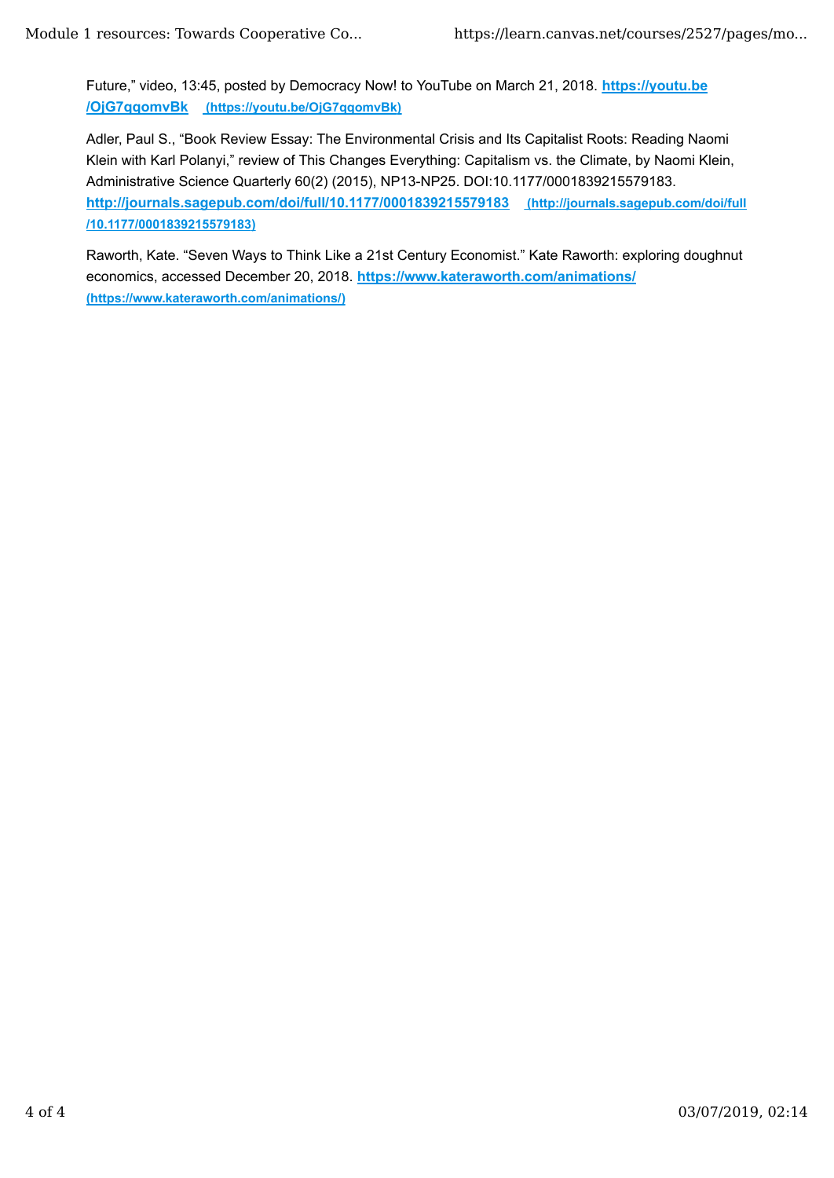Future," video, 13:45, posted by Democracy Now! to YouTube on March 21, 2018. **https://youtu.be/OjG7qqomvBk** (https://youtu.be/OjG7qqomvBk)

Adler, Paul S., "Book Review Essay: The Environmental Crisis and Its Capitalist Roots: Reading Naomi Klein with Karl Polanyi," review of This Changes Everything: Capitalism vs. the Climate, by Naomi Klein, Administrative Science Quarterly 60(2) (2015), NP13-NP25. DOI:10.1177/0001839215579183. **http://journals.sagepub.com/doi/full/10.1177/0001839215579183** (http://journals.sagepub.com/doi/full/10.1177/0001839215579183)

Raworth, Kate. "Seven Ways to Think Like a 21st Century Economist." Kate Raworth: exploring doughnut economics, accessed December 20, 2018. **https://www.kateraworth.com/animations/** (https://www.kateraworth.com/animations/)